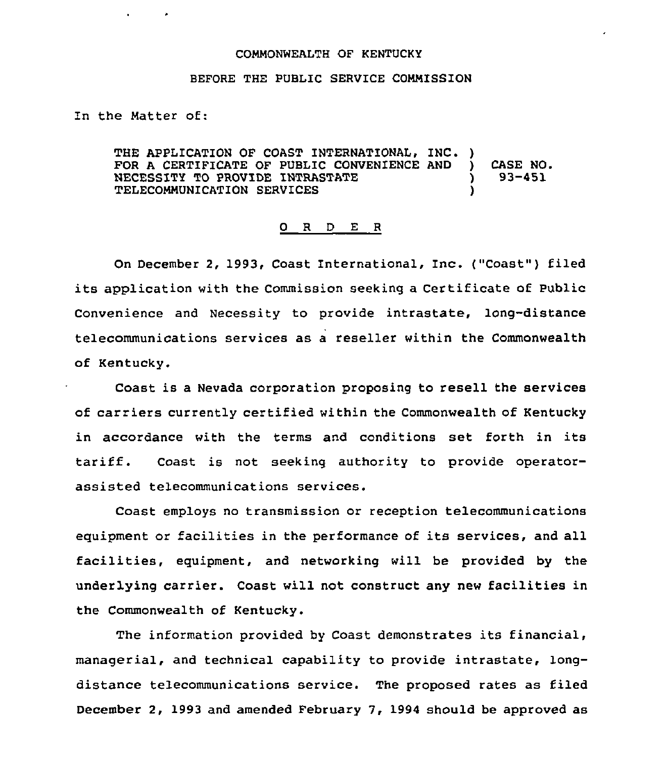COMMONWEALTH OF KENTUCKY

BEFORE THE PUBLIC SERVICE COMMISSION

In the Matter of:

| | | |
|---|---|---|
| THE APPLICATION OF COAST INTERNATIONAL, INC. FOR A CERTIFICATE OF PUBLIC CONVENIENCE AND NECESSITY TO PROVIDE INTRASTATE TELECOMMUNICATION SERVICES | ) ) ) ) | CASE NO. 93-451 |

## O R D E R

On December 2, 1993, Coast International, Inc. ("Coast") filed its application with the Commission seeking a Certificate of Public Convenience and Necessity to provide intrastate, long-distance telecommunications services as a reseller within the Commonwealth of Kentucky.

Coast is a Nevada corporation proposing to resell the services of carriers currently certified within the Commonwealth of Kentucky in accordance with the terms and conditions set forth in its tariff. Coast is not seeking authority to provide operator-assisted telecommunications services.

Coast employs no transmission or reception telecommunications equipment or facilities in the performance of its services, and all facilities, equipment, and networking will be provided by the underlying carrier. Coast will not construct any new facilities in the Commonwealth of Kentucky.

The information provided by Coast demonstrates its financial, managerial, and technical capability to provide intrastate, long-distance telecommunications service. The proposed rates as filed December 2, 1993 and amended February 7, 1994 should be approved as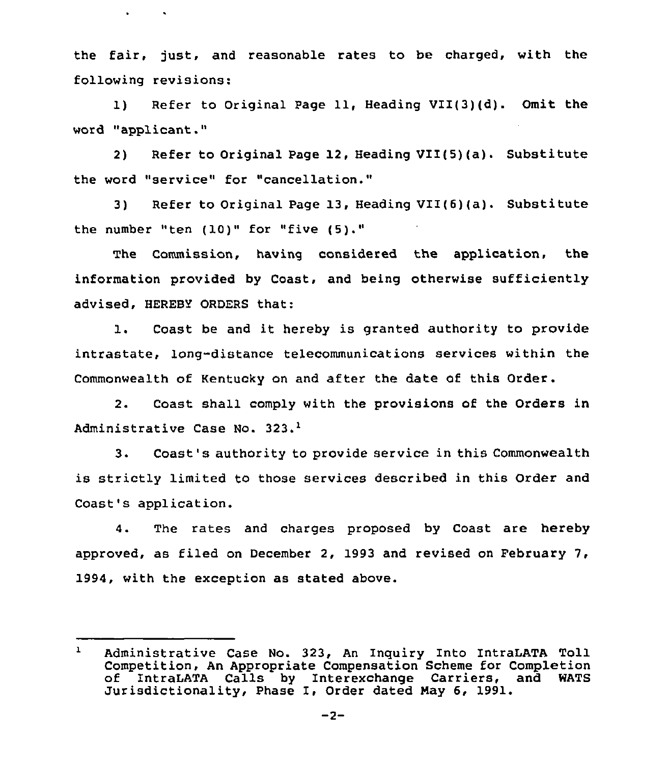the fair, just, and reasonable rates to be charged, with the following revisions:

1) Refer to Original Page 11, Heading VII(3)(d). Omit the word "applicant."

2) Refer to Original Page 12, Heading VII(5)(a). Substitute the word "service" for "cancellation."

3) Refer to Original Page 13, Heading VII(6)(a). Substitute the number "ten (10)" for "five (5)."

The Commission, having considered the application, the information provided by Coast, and being otherwise sufficiently advised, HEREBY ORDERS that:

1. Coast be and it hereby is granted authority to provide intrastate, long-distance telecommunications services within the Commonwealth of Kentucky on and after the date of this Order.

2. Coast shall comply with the provisions of the Orders in Administrative Case No. 323.[1]

3. Coast's authority to provide service in this Commonwealth is strictly limited to those services described in this Order and Coast's application.

4. The rates and charges proposed by Coast are hereby approved, as filed on December 2, 1993 and revised on February 7, 1994, with the exception as stated above.

---

[1] Administrative Case No. 323, An Inquiry Into IntraLATA Toll Competition, An Appropriate Compensation Scheme for Completion of IntraLATA Calls by Interexchange Carriers, and WATS Jurisdictionality, Phase I, Order dated May 6, 1991.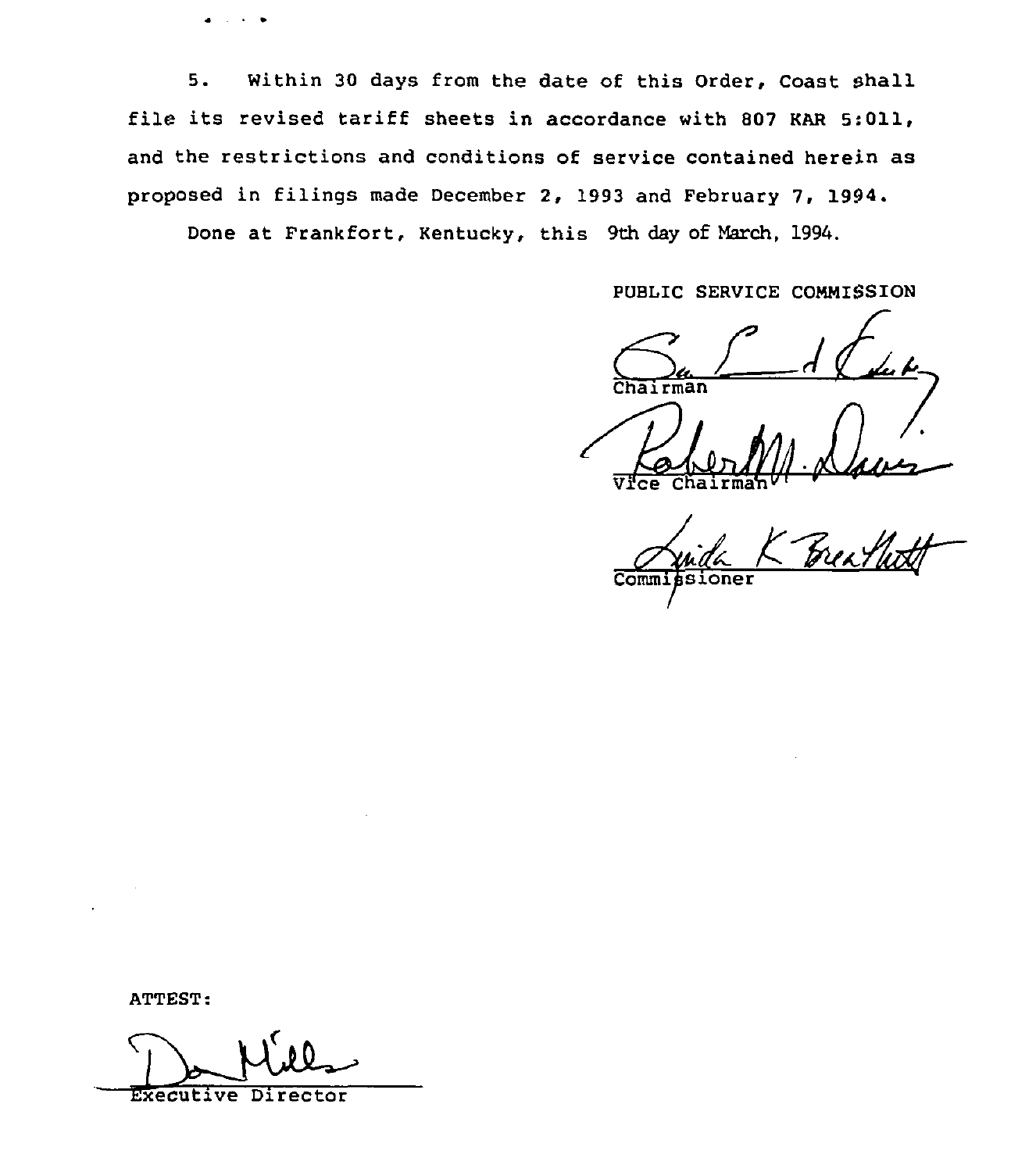5. Within 30 days from the date of this Order, Coast shall file its revised tariff sheets in accordance with 807 KAR 5:011, and the restrictions and conditions of service contained herein as proposed in filings made December 2, 1993 and February 7, 1994.

Done at Frankfort, Kentucky, this 9th day of March, 1994.

PUBLIC SERVICE COMMISSION

Chairman

Vice Chairman

Commissioner

ATTEST:

Executive Director